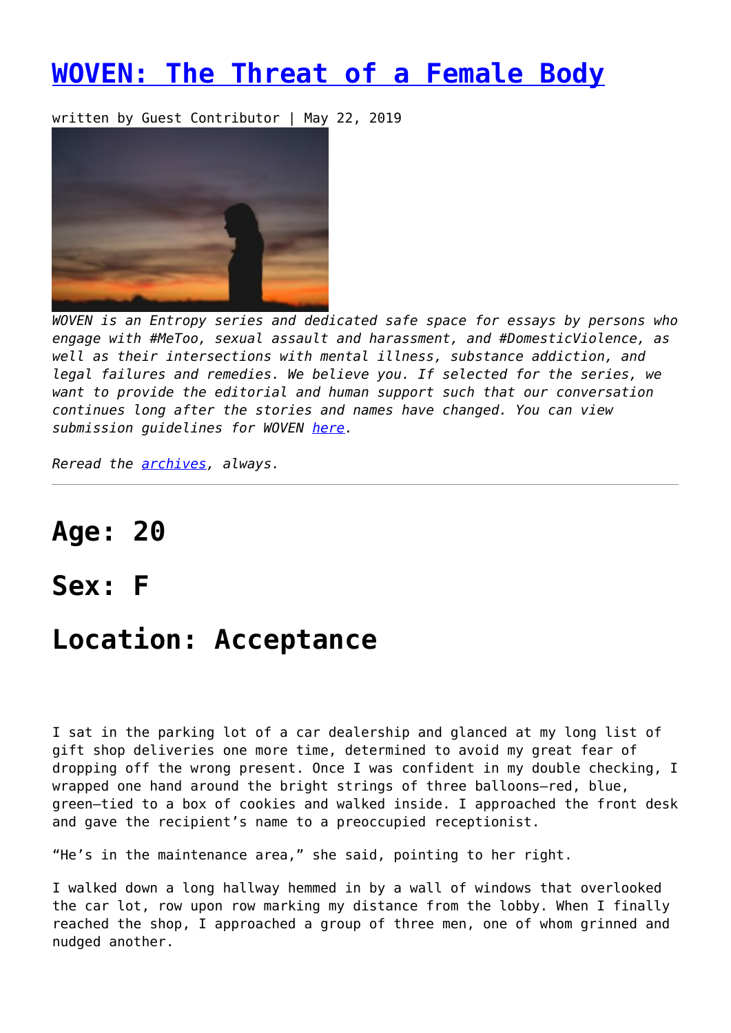# [WOVEN: The Threat of a Female Body]

written by Guest Contributor | May 22, 2019

*WOVEN is an Entropy series and dedicated safe space for essays by persons who engage with #MeToo, sexual assault and harassment, and #DomesticViolence, as well as their intersections with mental illness, substance addiction, and legal failures and remedies. We believe you. If selected for the series, we want to provide the editorial and human support such that our conversation continues long after the stories and names have changed. You can view submission guidelines for WOVEN [here].*

*Reread the [archives], always.*

---

## Age: 20

## Sex: F

## Location: Acceptance

I sat in the parking lot of a car dealership and glanced at my long list of gift shop deliveries one more time, determined to avoid my great fear of dropping off the wrong present. Once I was confident in my double checking, I wrapped one hand around the bright strings of three balloons—red, blue, green—tied to a box of cookies and walked inside. I approached the front desk and gave the recipient's name to a preoccupied receptionist.

"He's in the maintenance area," she said, pointing to her right.

I walked down a long hallway hemmed in by a wall of windows that overlooked the car lot, row upon row marking my distance from the lobby. When I finally reached the shop, I approached a group of three men, one of whom grinned and nudged another.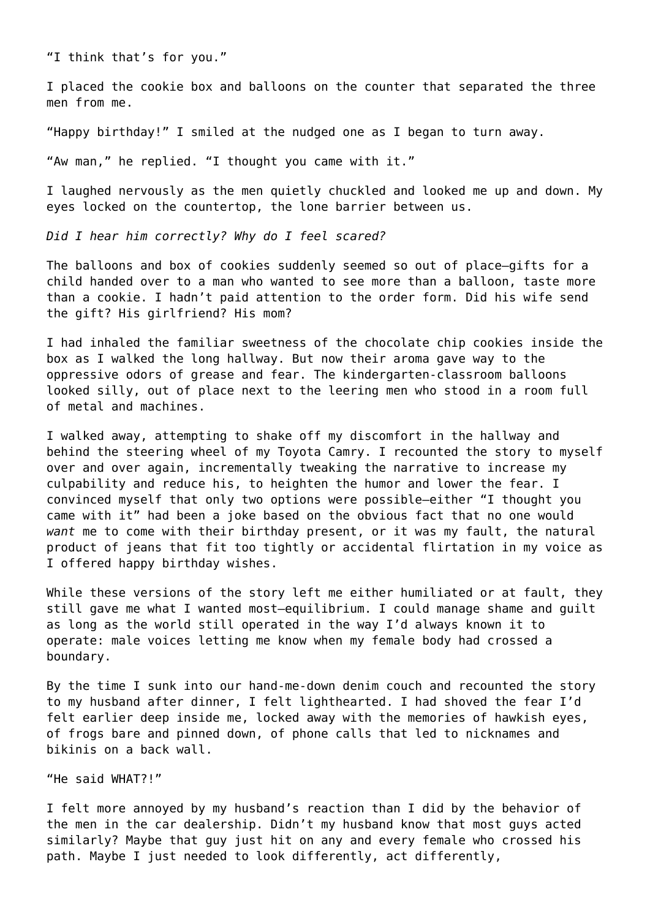"I think that's for you."

I placed the cookie box and balloons on the counter that separated the three men from me.

"Happy birthday!" I smiled at the nudged one as I began to turn away.

"Aw man," he replied. "I thought you came with it."

I laughed nervously as the men quietly chuckled and looked me up and down. My eyes locked on the countertop, the lone barrier between us.

*Did I hear him correctly? Why do I feel scared?*

The balloons and box of cookies suddenly seemed so out of place—gifts for a child handed over to a man who wanted to see more than a balloon, taste more than a cookie. I hadn't paid attention to the order form. Did his wife send the gift? His girlfriend? His mom?

I had inhaled the familiar sweetness of the chocolate chip cookies inside the box as I walked the long hallway. But now their aroma gave way to the oppressive odors of grease and fear. The kindergarten-classroom balloons looked silly, out of place next to the leering men who stood in a room full of metal and machines.

I walked away, attempting to shake off my discomfort in the hallway and behind the steering wheel of my Toyota Camry. I recounted the story to myself over and over again, incrementally tweaking the narrative to increase my culpability and reduce his, to heighten the humor and lower the fear. I convinced myself that only two options were possible—either "I thought you came with it" had been a joke based on the obvious fact that no one would *want* me to come with their birthday present, or it was my fault, the natural product of jeans that fit too tightly or accidental flirtation in my voice as I offered happy birthday wishes.

While these versions of the story left me either humiliated or at fault, they still gave me what I wanted most—equilibrium. I could manage shame and guilt as long as the world still operated in the way I'd always known it to operate: male voices letting me know when my female body had crossed a boundary.

By the time I sunk into our hand-me-down denim couch and recounted the story to my husband after dinner, I felt lighthearted. I had shoved the fear I'd felt earlier deep inside me, locked away with the memories of hawkish eyes, of frogs bare and pinned down, of phone calls that led to nicknames and bikinis on a back wall.

"He said WHAT?!"

I felt more annoyed by my husband's reaction than I did by the behavior of the men in the car dealership. Didn't my husband know that most guys acted similarly? Maybe that guy just hit on any and every female who crossed his path. Maybe I just needed to look differently, act differently,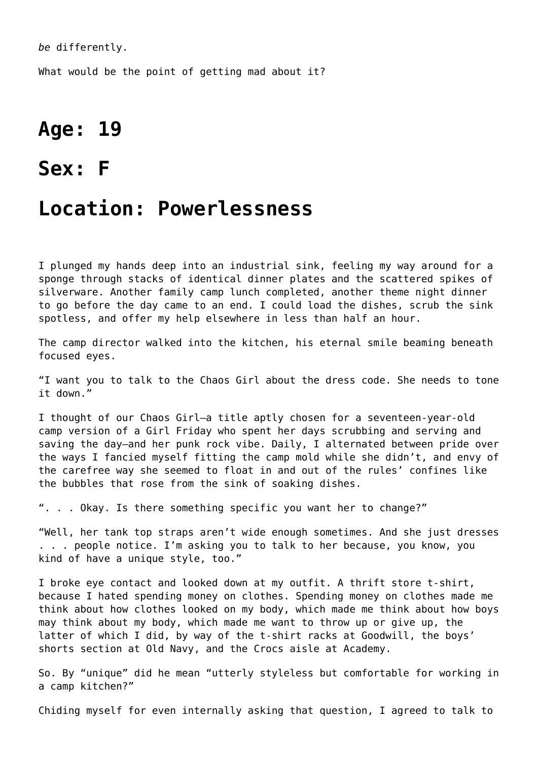*be* differently.

What would be the point of getting mad about it?

# Age: 19

# Sex: F

# Location: Powerlessness

I plunged my hands deep into an industrial sink, feeling my way around for a sponge through stacks of identical dinner plates and the scattered spikes of silverware. Another family camp lunch completed, another theme night dinner to go before the day came to an end. I could load the dishes, scrub the sink spotless, and offer my help elsewhere in less than half an hour.

The camp director walked into the kitchen, his eternal smile beaming beneath focused eyes.

"I want you to talk to the Chaos Girl about the dress code. She needs to tone it down."

I thought of our Chaos Girl—a title aptly chosen for a seventeen-year-old camp version of a Girl Friday who spent her days scrubbing and serving and saving the day—and her punk rock vibe. Daily, I alternated between pride over the ways I fancied myself fitting the camp mold while she didn't, and envy of the carefree way she seemed to float in and out of the rules' confines like the bubbles that rose from the sink of soaking dishes.

". . . Okay. Is there something specific you want her to change?"

"Well, her tank top straps aren't wide enough sometimes. And she just dresses . . . people notice. I'm asking you to talk to her because, you know, you kind of have a unique style, too."

I broke eye contact and looked down at my outfit. A thrift store t-shirt, because I hated spending money on clothes. Spending money on clothes made me think about how clothes looked on my body, which made me think about how boys may think about my body, which made me want to throw up or give up, the latter of which I did, by way of the t-shirt racks at Goodwill, the boys' shorts section at Old Navy, and the Crocs aisle at Academy.

So. By "unique" did he mean "utterly styleless but comfortable for working in a camp kitchen?"

Chiding myself for even internally asking that question, I agreed to talk to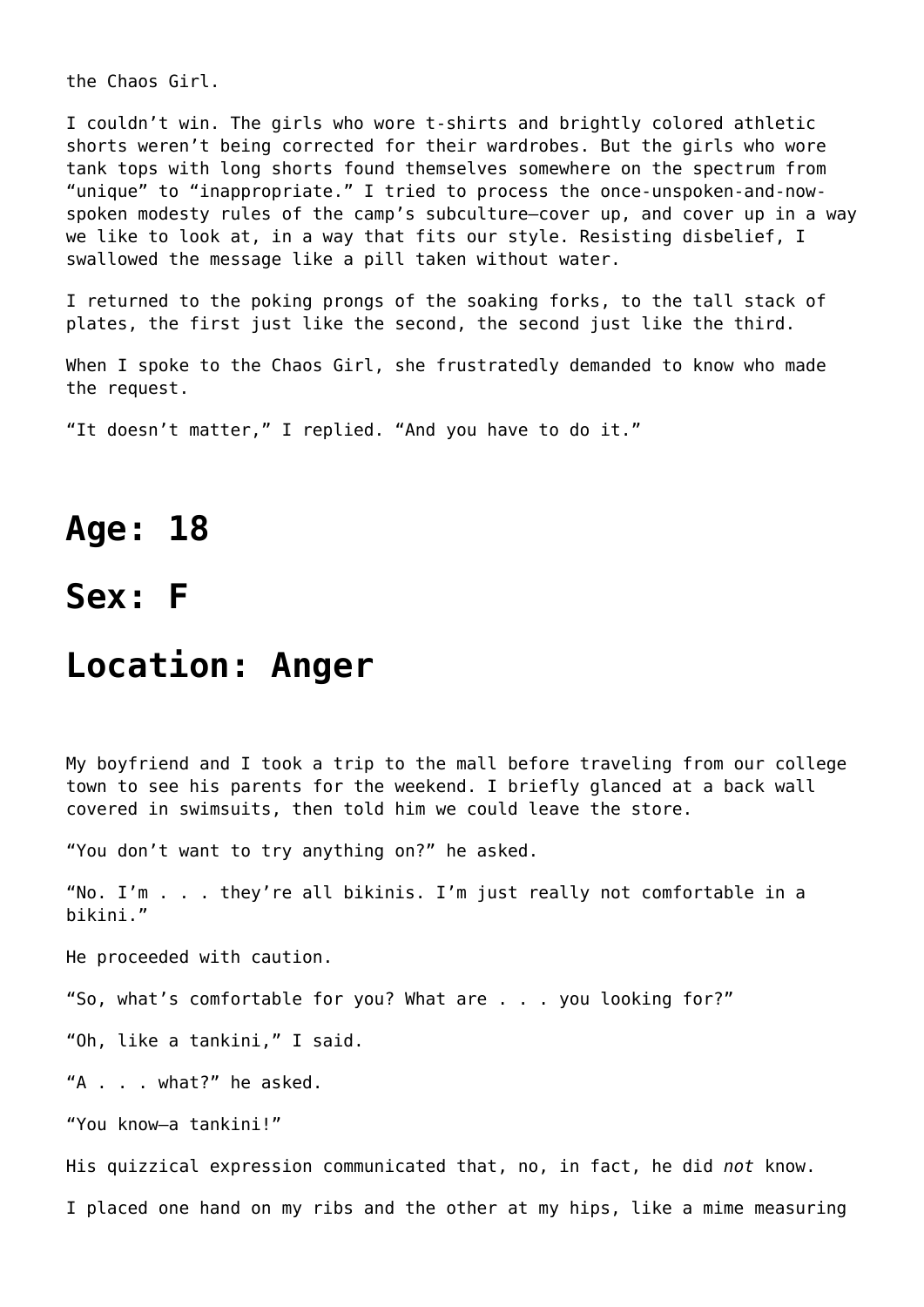the Chaos Girl.

I couldn’t win. The girls who wore t-shirts and brightly colored athletic shorts weren’t being corrected for their wardrobes. But the girls who wore tank tops with long shorts found themselves somewhere on the spectrum from “unique” to “inappropriate.” I tried to process the once-unspoken-and-now-spoken modesty rules of the camp’s subculture—cover up, and cover up in a way we like to look at, in a way that fits our style. Resisting disbelief, I swallowed the message like a pill taken without water.

I returned to the poking prongs of the soaking forks, to the tall stack of plates, the first just like the second, the second just like the third.

When I spoke to the Chaos Girl, she frustratedly demanded to know who made the request.

“It doesn’t matter,” I replied. “And you have to do it.”

## Age: 18

## Sex: F

## Location: Anger

My boyfriend and I took a trip to the mall before traveling from our college town to see his parents for the weekend. I briefly glanced at a back wall covered in swimsuits, then told him we could leave the store.

“You don’t want to try anything on?” he asked.

“No. I’m . . . they’re all bikinis. I’m just really not comfortable in a bikini.”

He proceeded with caution.

“So, what’s comfortable for you? What are . . . you looking for?”

“Oh, like a tankini,” I said.

“A . . . what?” he asked.

“You know—a tankini!”

His quizzical expression communicated that, no, in fact, he did *not* know.

I placed one hand on my ribs and the other at my hips, like a mime measuring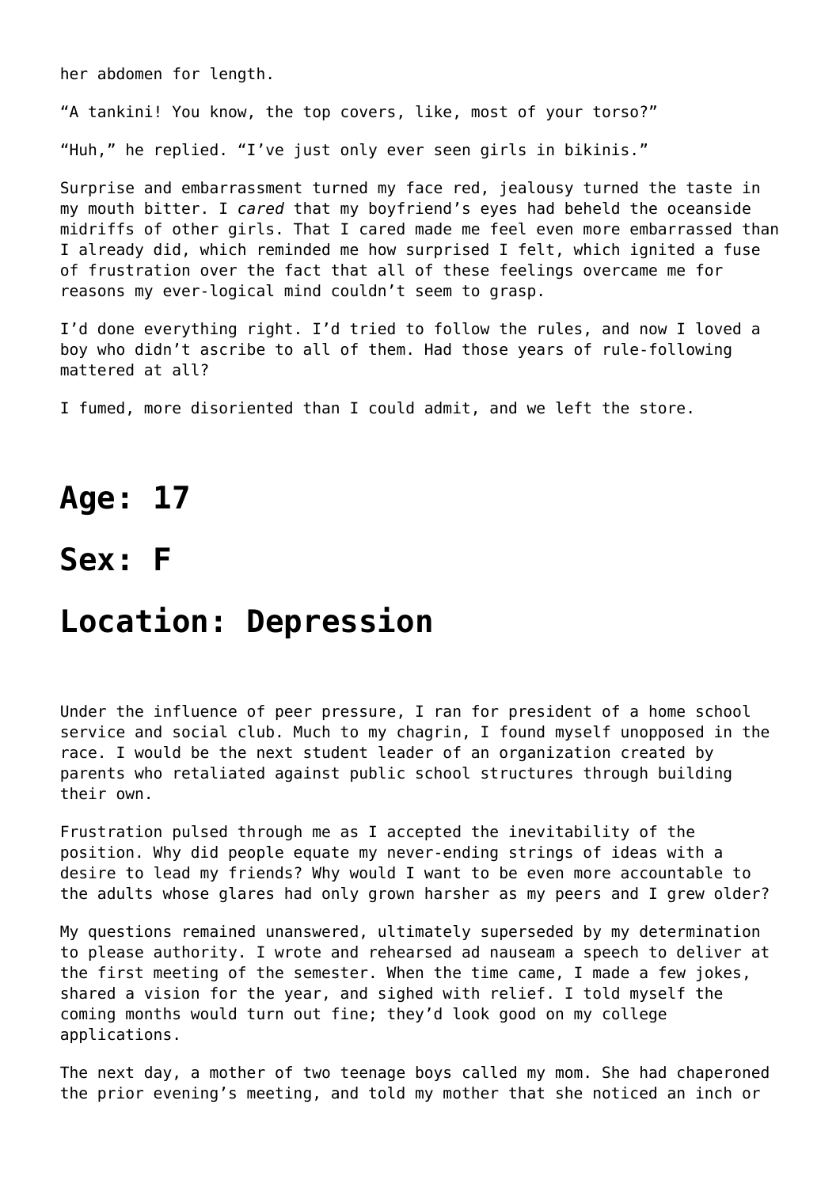her abdomen for length.

“A tankini! You know, the top covers, like, most of your torso?”

“Huh,” he replied. “I’ve just only ever seen girls in bikinis.”

Surprise and embarrassment turned my face red, jealousy turned the taste in my mouth bitter. I *cared* that my boyfriend’s eyes had beheld the oceanside midriffs of other girls. That I cared made me feel even more embarrassed than I already did, which reminded me how surprised I felt, which ignited a fuse of frustration over the fact that all of these feelings overcame me for reasons my ever-logical mind couldn’t seem to grasp.

I’d done everything right. I’d tried to follow the rules, and now I loved a boy who didn’t ascribe to all of them. Had those years of rule-following mattered at all?

I fumed, more disoriented than I could admit, and we left the store.

# Age: 17

# Sex: F

# Location: Depression

Under the influence of peer pressure, I ran for president of a home school service and social club. Much to my chagrin, I found myself unopposed in the race. I would be the next student leader of an organization created by parents who retaliated against public school structures through building their own.

Frustration pulsed through me as I accepted the inevitability of the position. Why did people equate my never-ending strings of ideas with a desire to lead my friends? Why would I want to be even more accountable to the adults whose glares had only grown harsher as my peers and I grew older?

My questions remained unanswered, ultimately superseded by my determination to please authority. I wrote and rehearsed ad nauseam a speech to deliver at the first meeting of the semester. When the time came, I made a few jokes, shared a vision for the year, and sighed with relief. I told myself the coming months would turn out fine; they’d look good on my college applications.

The next day, a mother of two teenage boys called my mom. She had chaperoned the prior evening’s meeting, and told my mother that she noticed an inch or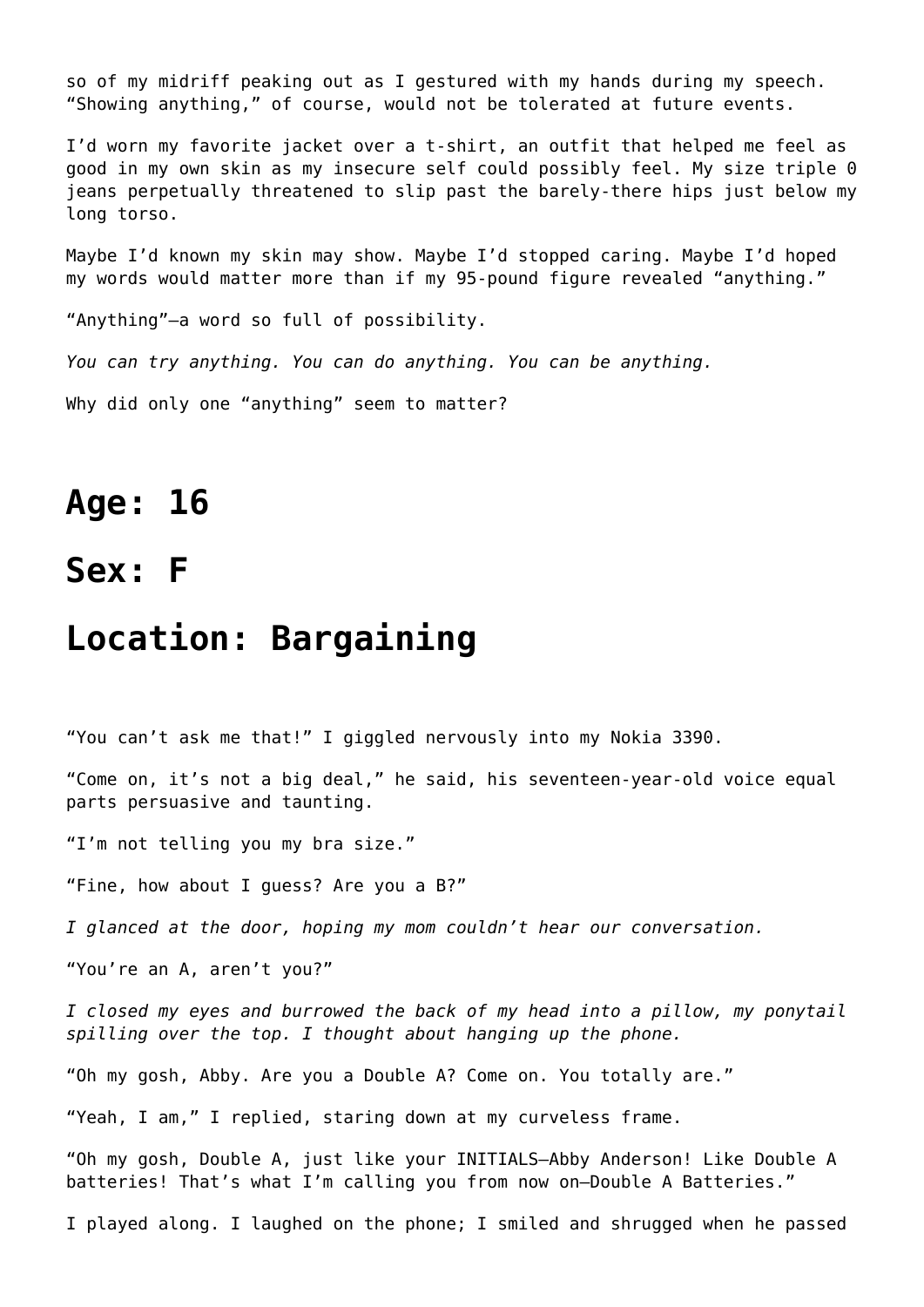so of my midriff peaking out as I gestured with my hands during my speech. "Showing anything," of course, would not be tolerated at future events.

I'd worn my favorite jacket over a t-shirt, an outfit that helped me feel as good in my own skin as my insecure self could possibly feel. My size triple 0 jeans perpetually threatened to slip past the barely-there hips just below my long torso.

Maybe I'd known my skin may show. Maybe I'd stopped caring. Maybe I'd hoped my words would matter more than if my 95-pound figure revealed "anything."

"Anything"—a word so full of possibility.

*You can try anything. You can do anything. You can be anything.*

Why did only one "anything" seem to matter?

## Age: 16

## Sex: F

## Location: Bargaining

"You can't ask me that!" I giggled nervously into my Nokia 3390.

"Come on, it's not a big deal," he said, his seventeen-year-old voice equal parts persuasive and taunting.

"I'm not telling you my bra size."

"Fine, how about I guess? Are you a B?"

*I glanced at the door, hoping my mom couldn't hear our conversation.*

"You're an A, aren't you?"

*I closed my eyes and burrowed the back of my head into a pillow, my ponytail spilling over the top. I thought about hanging up the phone.*

"Oh my gosh, Abby. Are you a Double A? Come on. You totally are."

"Yeah, I am," I replied, staring down at my curveless frame.

"Oh my gosh, Double A, just like your INITIALS—Abby Anderson! Like Double A batteries! That's what I'm calling you from now on—Double A Batteries."

I played along. I laughed on the phone; I smiled and shrugged when he passed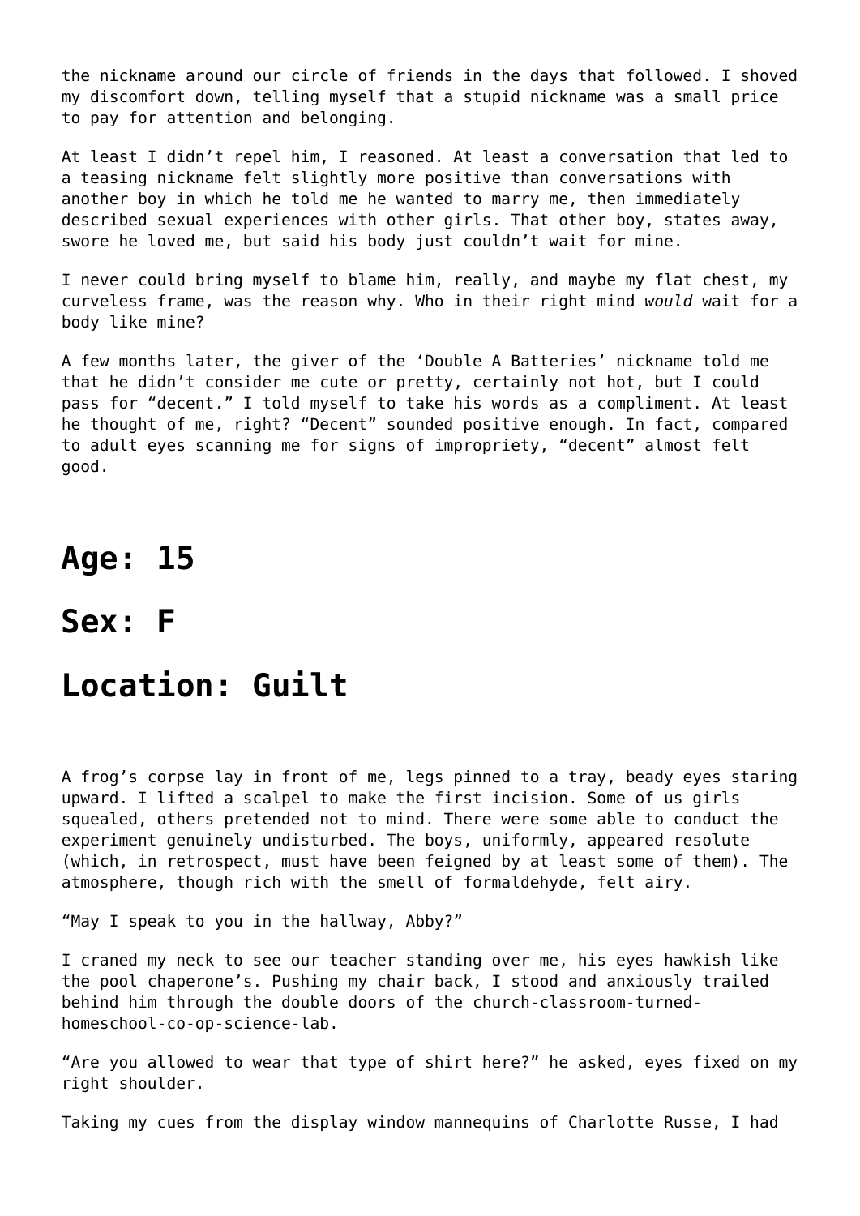the nickname around our circle of friends in the days that followed. I shoved my discomfort down, telling myself that a stupid nickname was a small price to pay for attention and belonging.

At least I didn't repel him, I reasoned. At least a conversation that led to a teasing nickname felt slightly more positive than conversations with another boy in which he told me he wanted to marry me, then immediately described sexual experiences with other girls. That other boy, states away, swore he loved me, but said his body just couldn't wait for mine.

I never could bring myself to blame him, really, and maybe my flat chest, my curveless frame, was the reason why. Who in their right mind *would* wait for a body like mine?

A few months later, the giver of the 'Double A Batteries' nickname told me that he didn't consider me cute or pretty, certainly not hot, but I could pass for "decent." I told myself to take his words as a compliment. At least he thought of me, right? "Decent" sounded positive enough. In fact, compared to adult eyes scanning me for signs of impropriety, "decent" almost felt good.

## Age: 15

## Sex: F

## Location: Guilt

A frog's corpse lay in front of me, legs pinned to a tray, beady eyes staring upward. I lifted a scalpel to make the first incision. Some of us girls squealed, others pretended not to mind. There were some able to conduct the experiment genuinely undisturbed. The boys, uniformly, appeared resolute (which, in retrospect, must have been feigned by at least some of them). The atmosphere, though rich with the smell of formaldehyde, felt airy.

"May I speak to you in the hallway, Abby?"

I craned my neck to see our teacher standing over me, his eyes hawkish like the pool chaperone's. Pushing my chair back, I stood and anxiously trailed behind him through the double doors of the church-classroom-turned-homeschool-co-op-science-lab.

"Are you allowed to wear that type of shirt here?" he asked, eyes fixed on my right shoulder.

Taking my cues from the display window mannequins of Charlotte Russe, I had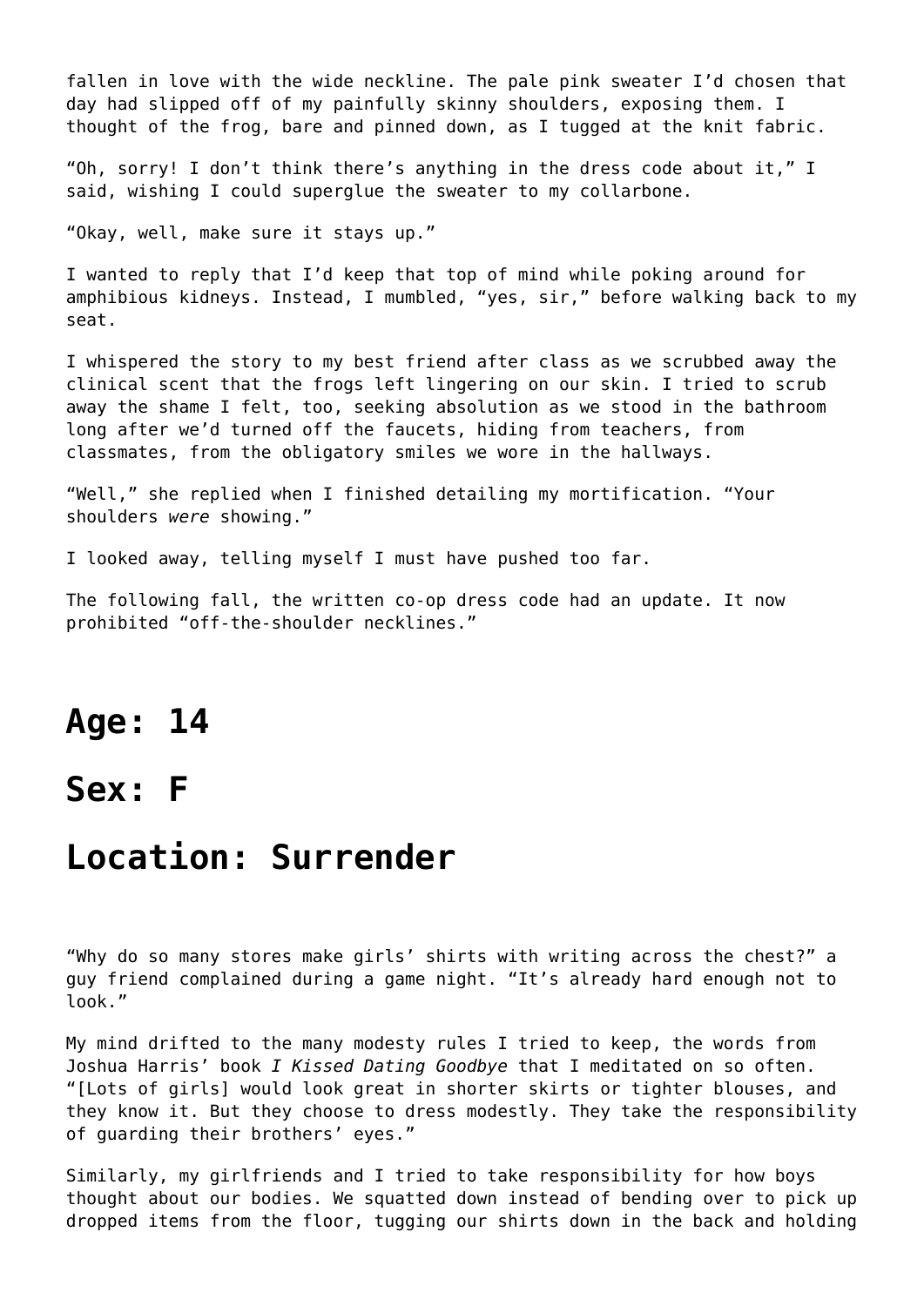fallen in love with the wide neckline. The pale pink sweater I'd chosen that day had slipped off of my painfully skinny shoulders, exposing them. I thought of the frog, bare and pinned down, as I tugged at the knit fabric.

"Oh, sorry! I don't think there's anything in the dress code about it," I said, wishing I could superglue the sweater to my collarbone.

"Okay, well, make sure it stays up."

I wanted to reply that I'd keep that top of mind while poking around for amphibious kidneys. Instead, I mumbled, "yes, sir," before walking back to my seat.

I whispered the story to my best friend after class as we scrubbed away the clinical scent that the frogs left lingering on our skin. I tried to scrub away the shame I felt, too, seeking absolution as we stood in the bathroom long after we'd turned off the faucets, hiding from teachers, from classmates, from the obligatory smiles we wore in the hallways.

"Well," she replied when I finished detailing my mortification. "Your shoulders *were* showing."

I looked away, telling myself I must have pushed too far.

The following fall, the written co-op dress code had an update. It now prohibited "off-the-shoulder necklines."

## Age: 14

## Sex: F

## Location: Surrender

"Why do so many stores make girls' shirts with writing across the chest?" a guy friend complained during a game night. "It's already hard enough not to look."

My mind drifted to the many modesty rules I tried to keep, the words from Joshua Harris' book *I Kissed Dating Goodbye* that I meditated on so often. "[Lots of girls] would look great in shorter skirts or tighter blouses, and they know it. But they choose to dress modestly. They take the responsibility of guarding their brothers' eyes."

Similarly, my girlfriends and I tried to take responsibility for how boys thought about our bodies. We squatted down instead of bending over to pick up dropped items from the floor, tugging our shirts down in the back and holding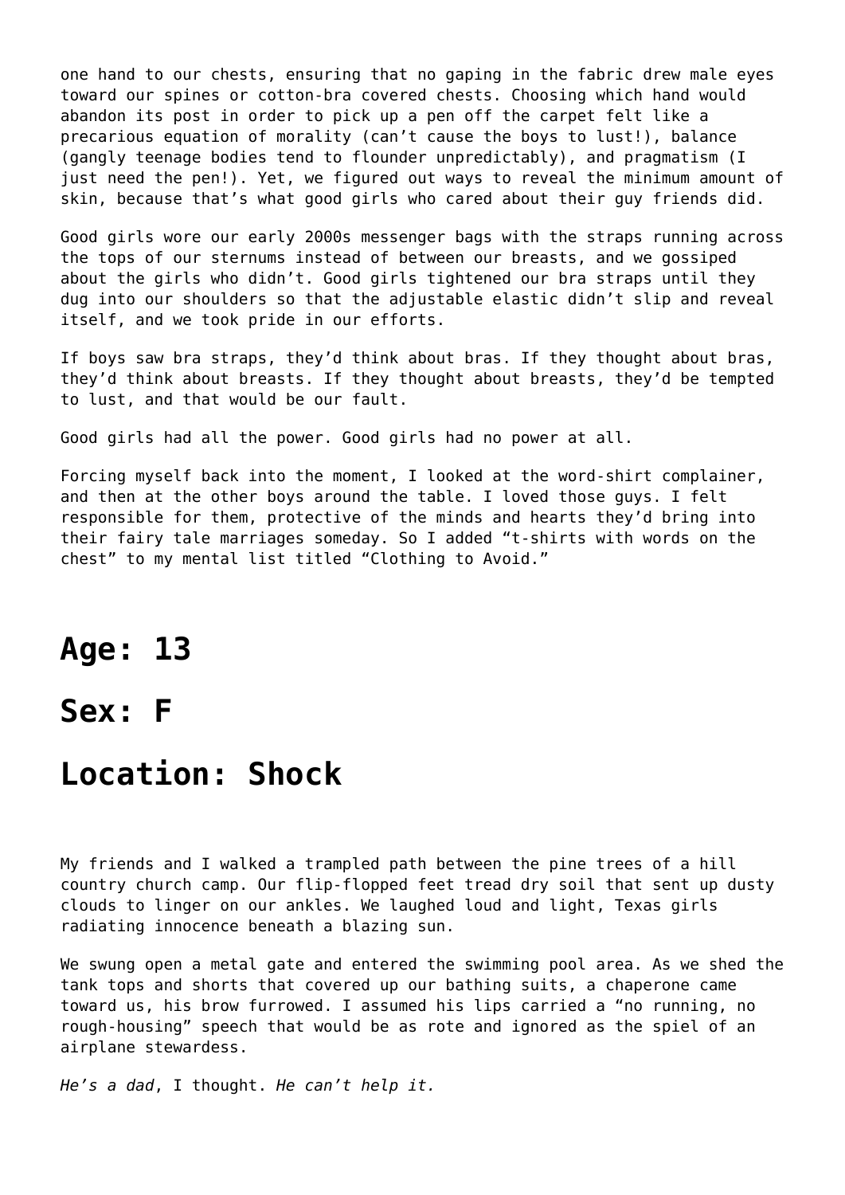one hand to our chests, ensuring that no gaping in the fabric drew male eyes toward our spines or cotton-bra covered chests. Choosing which hand would abandon its post in order to pick up a pen off the carpet felt like a precarious equation of morality (can't cause the boys to lust!), balance (gangly teenage bodies tend to flounder unpredictably), and pragmatism (I just need the pen!). Yet, we figured out ways to reveal the minimum amount of skin, because that's what good girls who cared about their guy friends did.

Good girls wore our early 2000s messenger bags with the straps running across the tops of our sternums instead of between our breasts, and we gossiped about the girls who didn't. Good girls tightened our bra straps until they dug into our shoulders so that the adjustable elastic didn't slip and reveal itself, and we took pride in our efforts.

If boys saw bra straps, they'd think about bras. If they thought about bras, they'd think about breasts. If they thought about breasts, they'd be tempted to lust, and that would be our fault.

Good girls had all the power. Good girls had no power at all.

Forcing myself back into the moment, I looked at the word-shirt complainer, and then at the other boys around the table. I loved those guys. I felt responsible for them, protective of the minds and hearts they'd bring into their fairy tale marriages someday. So I added "t-shirts with words on the chest" to my mental list titled "Clothing to Avoid."

## Age: 13

## Sex: F

## Location: Shock

My friends and I walked a trampled path between the pine trees of a hill country church camp. Our flip-flopped feet tread dry soil that sent up dusty clouds to linger on our ankles. We laughed loud and light, Texas girls radiating innocence beneath a blazing sun.

We swung open a metal gate and entered the swimming pool area. As we shed the tank tops and shorts that covered up our bathing suits, a chaperone came toward us, his brow furrowed. I assumed his lips carried a "no running, no rough-housing" speech that would be as rote and ignored as the spiel of an airplane stewardess.

*He's a dad*, I thought. *He can't help it.*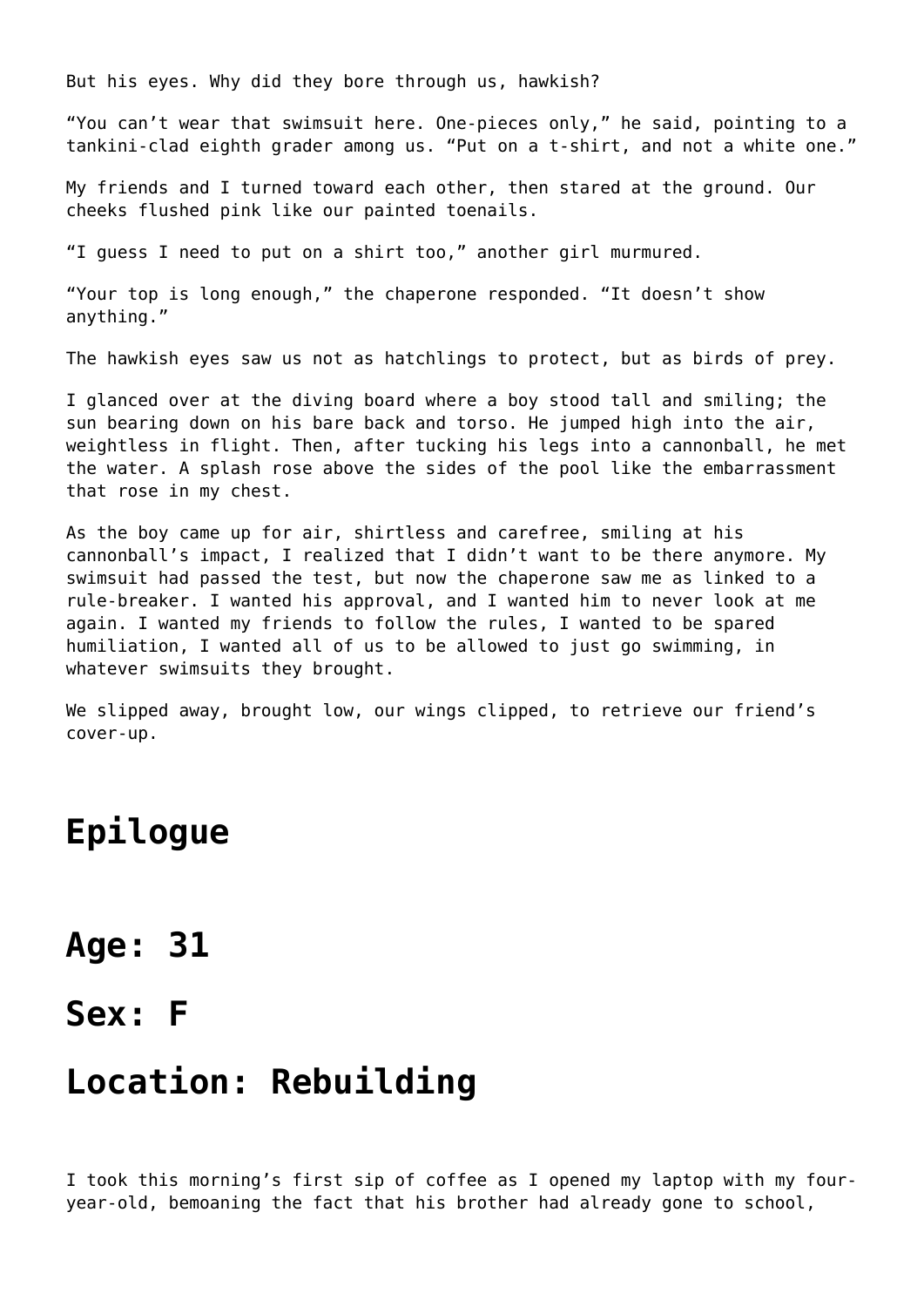But his eyes. Why did they bore through us, hawkish?

“You can’t wear that swimsuit here. One-pieces only,” he said, pointing to a tankini-clad eighth grader among us. “Put on a t-shirt, and not a white one.”

My friends and I turned toward each other, then stared at the ground. Our cheeks flushed pink like our painted toenails.

“I guess I need to put on a shirt too,” another girl murmured.

“Your top is long enough,” the chaperone responded. “It doesn’t show anything.”

The hawkish eyes saw us not as hatchlings to protect, but as birds of prey.

I glanced over at the diving board where a boy stood tall and smiling; the sun bearing down on his bare back and torso. He jumped high into the air, weightless in flight. Then, after tucking his legs into a cannonball, he met the water. A splash rose above the sides of the pool like the embarrassment that rose in my chest.

As the boy came up for air, shirtless and carefree, smiling at his cannonball’s impact, I realized that I didn’t want to be there anymore. My swimsuit had passed the test, but now the chaperone saw me as linked to a rule-breaker. I wanted his approval, and I wanted him to never look at me again. I wanted my friends to follow the rules, I wanted to be spared humiliation, I wanted all of us to be allowed to just go swimming, in whatever swimsuits they brought.

We slipped away, brought low, our wings clipped, to retrieve our friend’s cover-up.

## Epilogue

## Age: 31

## Sex: F

## Location: Rebuilding

I took this morning’s first sip of coffee as I opened my laptop with my four-year-old, bemoaning the fact that his brother had already gone to school,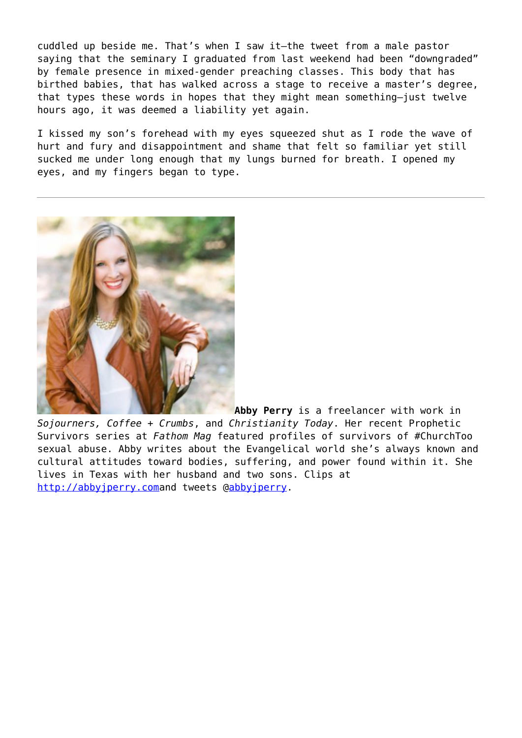cuddled up beside me. That's when I saw it—the tweet from a male pastor saying that the seminary I graduated from last weekend had been "downgraded" by female presence in mixed-gender preaching classes. This body that has birthed babies, that has walked across a stage to receive a master's degree, that types these words in hopes that they might mean something—just twelve hours ago, it was deemed a liability yet again.

I kissed my son's forehead with my eyes squeezed shut as I rode the wave of hurt and fury and disappointment and shame that felt so familiar yet still sucked me under long enough that my lungs burned for breath. I opened my eyes, and my fingers began to type.

---

**Abby Perry** is a freelancer with work in *Sojourners, Coffee + Crumbs*, and *Christianity Today*. Her recent Prophetic Survivors series at *Fathom Mag* featured profiles of survivors of #ChurchToo sexual abuse. Abby writes about the Evangelical world she's always known and cultural attitudes toward bodies, suffering, and power found within it. She lives in Texas with her husband and two sons. Clips at [http://abbyjperry.com](http://abbyjperry.com)and tweets @[abbyjperry](https://twitter.com/abbyjperry).